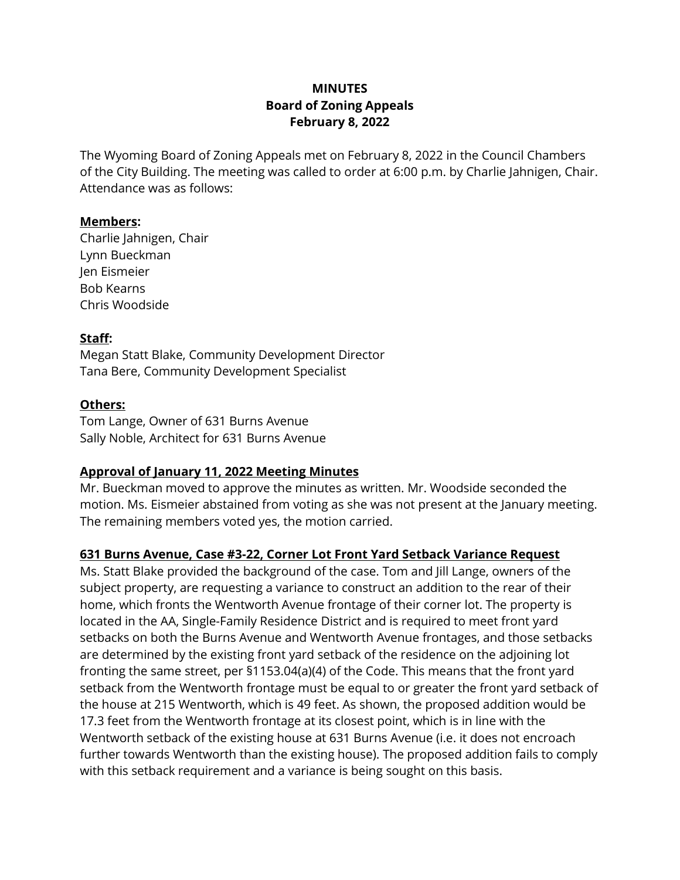# MINUTES
## Board of Zoning Appeals
### February 8, 2022

The Wyoming Board of Zoning Appeals met on February 8, 2022 in the Council Chambers of the City Building. The meeting was called to order at 6:00 p.m. by Charlie Jahnigen, Chair. Attendance was as follows:

**Members:**
Charlie Jahnigen, Chair
Lynn Bueckman
Jen Eismeier
Bob Kearns
Chris Woodside

**Staff:**
Megan Statt Blake, Community Development Director
Tana Bere, Community Development Specialist

**Others:**
Tom Lange, Owner of 631 Burns Avenue
Sally Noble, Architect for 631 Burns Avenue

**Approval of January 11, 2022 Meeting Minutes**

Mr. Bueckman moved to approve the minutes as written. Mr. Woodside seconded the motion. Ms. Eismeier abstained from voting as she was not present at the January meeting. The remaining members voted yes, the motion carried.

**631 Burns Avenue, Case #3-22, Corner Lot Front Yard Setback Variance Request**

Ms. Statt Blake provided the background of the case. Tom and Jill Lange, owners of the subject property, are requesting a variance to construct an addition to the rear of their home, which fronts the Wentworth Avenue frontage of their corner lot. The property is located in the AA, Single-Family Residence District and is required to meet front yard setbacks on both the Burns Avenue and Wentworth Avenue frontages, and those setbacks are determined by the existing front yard setback of the residence on the adjoining lot fronting the same street, per §1153.04(a)(4) of the Code. This means that the front yard setback from the Wentworth frontage must be equal to or greater the front yard setback of the house at 215 Wentworth, which is 49 feet. As shown, the proposed addition would be 17.3 feet from the Wentworth frontage at its closest point, which is in line with the Wentworth setback of the existing house at 631 Burns Avenue (i.e. it does not encroach further towards Wentworth than the existing house). The proposed addition fails to comply with this setback requirement and a variance is being sought on this basis.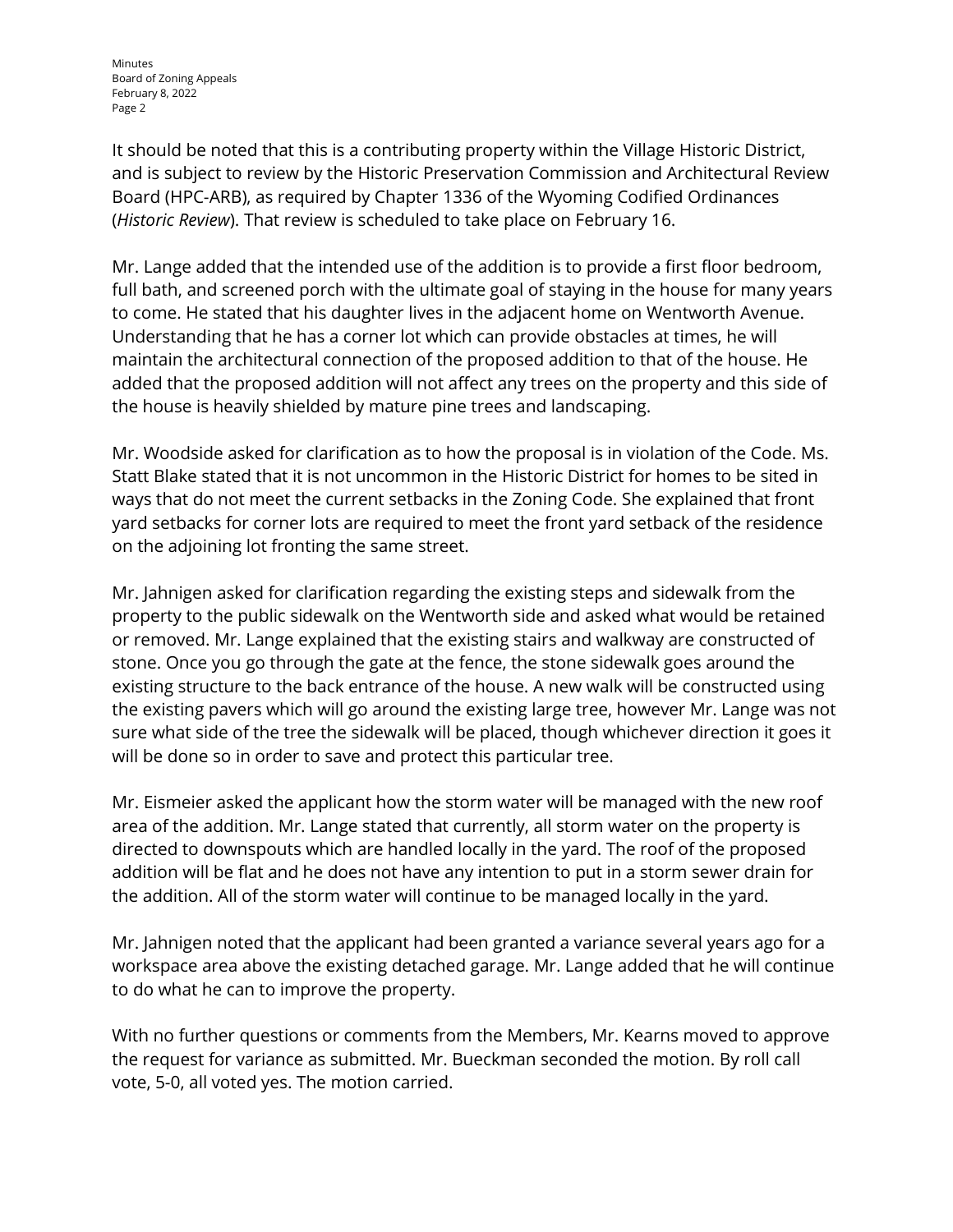It should be noted that this is a contributing property within the Village Historic District, and is subject to review by the Historic Preservation Commission and Architectural Review Board (HPC-ARB), as required by Chapter 1336 of the Wyoming Codified Ordinances (*Historic Review*). That review is scheduled to take place on February 16.

Mr. Lange added that the intended use of the addition is to provide a first floor bedroom, full bath, and screened porch with the ultimate goal of staying in the house for many years to come. He stated that his daughter lives in the adjacent home on Wentworth Avenue. Understanding that he has a corner lot which can provide obstacles at times, he will maintain the architectural connection of the proposed addition to that of the house. He added that the proposed addition will not affect any trees on the property and this side of the house is heavily shielded by mature pine trees and landscaping.

Mr. Woodside asked for clarification as to how the proposal is in violation of the Code. Ms. Statt Blake stated that it is not uncommon in the Historic District for homes to be sited in ways that do not meet the current setbacks in the Zoning Code. She explained that front yard setbacks for corner lots are required to meet the front yard setback of the residence on the adjoining lot fronting the same street.

Mr. Jahnigen asked for clarification regarding the existing steps and sidewalk from the property to the public sidewalk on the Wentworth side and asked what would be retained or removed. Mr. Lange explained that the existing stairs and walkway are constructed of stone. Once you go through the gate at the fence, the stone sidewalk goes around the existing structure to the back entrance of the house. A new walk will be constructed using the existing pavers which will go around the existing large tree, however Mr. Lange was not sure what side of the tree the sidewalk will be placed, though whichever direction it goes it will be done so in order to save and protect this particular tree.

Mr. Eismeier asked the applicant how the storm water will be managed with the new roof area of the addition. Mr. Lange stated that currently, all storm water on the property is directed to downspouts which are handled locally in the yard. The roof of the proposed addition will be flat and he does not have any intention to put in a storm sewer drain for the addition. All of the storm water will continue to be managed locally in the yard.

Mr. Jahnigen noted that the applicant had been granted a variance several years ago for a workspace area above the existing detached garage. Mr. Lange added that he will continue to do what he can to improve the property.

With no further questions or comments from the Members, Mr. Kearns moved to approve the request for variance as submitted. Mr. Bueckman seconded the motion. By roll call vote, 5-0, all voted yes. The motion carried.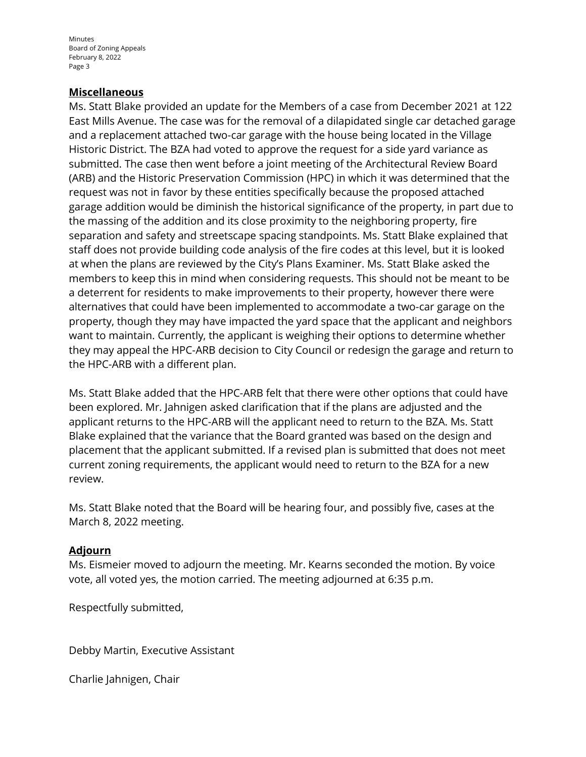## Miscellaneous

Ms. Statt Blake provided an update for the Members of a case from December 2021 at 122 East Mills Avenue. The case was for the removal of a dilapidated single car detached garage and a replacement attached two-car garage with the house being located in the Village Historic District. The BZA had voted to approve the request for a side yard variance as submitted. The case then went before a joint meeting of the Architectural Review Board (ARB) and the Historic Preservation Commission (HPC) in which it was determined that the request was not in favor by these entities specifically because the proposed attached garage addition would be diminish the historical significance of the property, in part due to the massing of the addition and its close proximity to the neighboring property, fire separation and safety and streetscape spacing standpoints. Ms. Statt Blake explained that staff does not provide building code analysis of the fire codes at this level, but it is looked at when the plans are reviewed by the City's Plans Examiner. Ms. Statt Blake asked the members to keep this in mind when considering requests. This should not be meant to be a deterrent for residents to make improvements to their property, however there were alternatives that could have been implemented to accommodate a two-car garage on the property, though they may have impacted the yard space that the applicant and neighbors want to maintain. Currently, the applicant is weighing their options to determine whether they may appeal the HPC-ARB decision to City Council or redesign the garage and return to the HPC-ARB with a different plan.

Ms. Statt Blake added that the HPC-ARB felt that there were other options that could have been explored. Mr. Jahnigen asked clarification that if the plans are adjusted and the applicant returns to the HPC-ARB will the applicant need to return to the BZA. Ms. Statt Blake explained that the variance that the Board granted was based on the design and placement that the applicant submitted. If a revised plan is submitted that does not meet current zoning requirements, the applicant would need to return to the BZA for a new review.

Ms. Statt Blake noted that the Board will be hearing four, and possibly five, cases at the March 8, 2022 meeting.

## Adjourn

Ms. Eismeier moved to adjourn the meeting. Mr. Kearns seconded the motion. By voice vote, all voted yes, the motion carried. The meeting adjourned at 6:35 p.m.

Respectfully submitted,

Debby Martin, Executive Assistant

Charlie Jahnigen, Chair